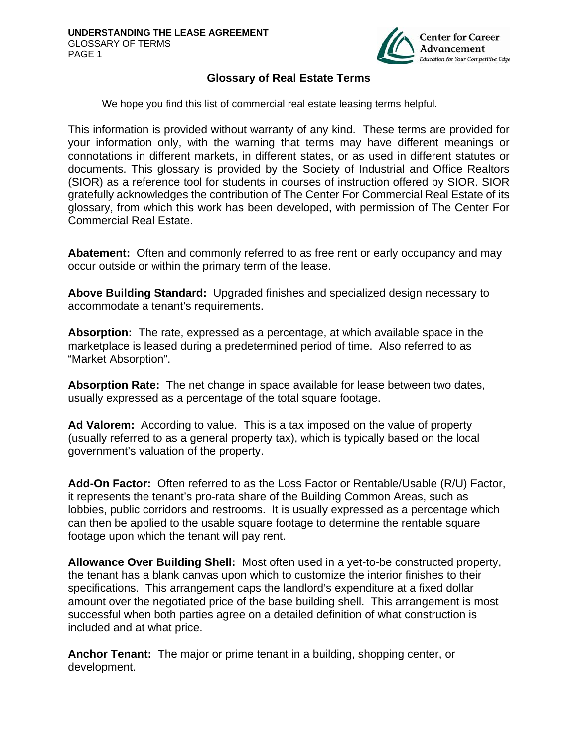# Glossary of Real Estate Terms

We hope you find this list of commercial real estate leasing terms helpful.

This information is provided without warranty of any kind. These terms are provided for your information only, with the warning that terms may have different meanings or connotations in different markets, in different states, or as used in different statutes or documents. This glossary is provided by the Society of Industrial and Office Realtors (SIOR) as a reference tool for students in courses of instruction offered by SIOR. SIOR gratefully acknowledges the contribution of The Center For Commercial Real Estate of its glossary, from which this work has been developed, with permission of The Center For Commercial Real Estate.

**Abatement:** Often and commonly referred to as free rent or early occupancy and may occur outside or within the primary term of the lease.

**Above Building Standard:** Upgraded finishes and specialized design necessary to accommodate a tenant's requirements.

**Absorption:** The rate, expressed as a percentage, at which available space in the marketplace is leased during a predetermined period of time. Also referred to as "Market Absorption".

**Absorption Rate:** The net change in space available for lease between two dates, usually expressed as a percentage of the total square footage.

**Ad Valorem:** According to value. This is a tax imposed on the value of property (usually referred to as a general property tax), which is typically based on the local government's valuation of the property.

**Add-On Factor:** Often referred to as the Loss Factor or Rentable/Usable (R/U) Factor, it represents the tenant's pro-rata share of the Building Common Areas, such as lobbies, public corridors and restrooms. It is usually expressed as a percentage which can then be applied to the usable square footage to determine the rentable square footage upon which the tenant will pay rent.

**Allowance Over Building Shell:** Most often used in a yet-to-be constructed property, the tenant has a blank canvas upon which to customize the interior finishes to their specifications. This arrangement caps the landlord's expenditure at a fixed dollar amount over the negotiated price of the base building shell. This arrangement is most successful when both parties agree on a detailed definition of what construction is included and at what price.

**Anchor Tenant:** The major or prime tenant in a building, shopping center, or development.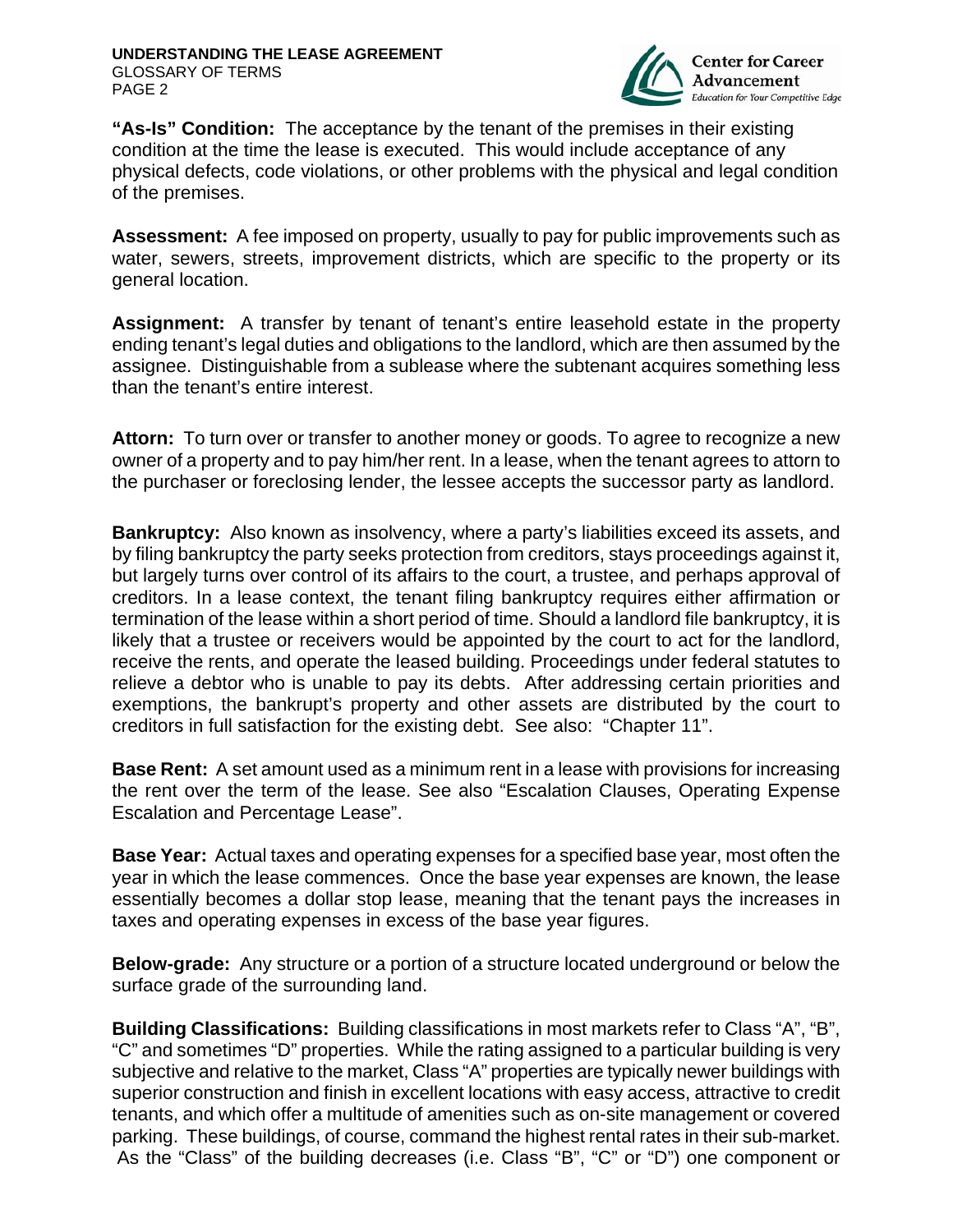**"As-Is" Condition:** The acceptance by the tenant of the premises in their existing condition at the time the lease is executed. This would include acceptance of any physical defects, code violations, or other problems with the physical and legal condition of the premises.

**Assessment:** A fee imposed on property, usually to pay for public improvements such as water, sewers, streets, improvement districts, which are specific to the property or its general location.

**Assignment:** A transfer by tenant of tenant's entire leasehold estate in the property ending tenant's legal duties and obligations to the landlord, which are then assumed by the assignee. Distinguishable from a sublease where the subtenant acquires something less than the tenant's entire interest.

**Attorn:** To turn over or transfer to another money or goods. To agree to recognize a new owner of a property and to pay him/her rent. In a lease, when the tenant agrees to attorn to the purchaser or foreclosing lender, the lessee accepts the successor party as landlord.

**Bankruptcy:** Also known as insolvency, where a party's liabilities exceed its assets, and by filing bankruptcy the party seeks protection from creditors, stays proceedings against it, but largely turns over control of its affairs to the court, a trustee, and perhaps approval of creditors. In a lease context, the tenant filing bankruptcy requires either affirmation or termination of the lease within a short period of time. Should a landlord file bankruptcy, it is likely that a trustee or receivers would be appointed by the court to act for the landlord, receive the rents, and operate the leased building. Proceedings under federal statutes to relieve a debtor who is unable to pay its debts. After addressing certain priorities and exemptions, the bankrupt's property and other assets are distributed by the court to creditors in full satisfaction for the existing debt. See also: "Chapter 11".

**Base Rent:** A set amount used as a minimum rent in a lease with provisions for increasing the rent over the term of the lease. See also "Escalation Clauses, Operating Expense Escalation and Percentage Lease".

**Base Year:** Actual taxes and operating expenses for a specified base year, most often the year in which the lease commences. Once the base year expenses are known, the lease essentially becomes a dollar stop lease, meaning that the tenant pays the increases in taxes and operating expenses in excess of the base year figures.

**Below-grade:** Any structure or a portion of a structure located underground or below the surface grade of the surrounding land.

**Building Classifications:** Building classifications in most markets refer to Class "A", "B", "C" and sometimes "D" properties. While the rating assigned to a particular building is very subjective and relative to the market, Class "A" properties are typically newer buildings with superior construction and finish in excellent locations with easy access, attractive to credit tenants, and which offer a multitude of amenities such as on-site management or covered parking. These buildings, of course, command the highest rental rates in their sub-market. As the "Class" of the building decreases (i.e. Class "B", "C" or "D") one component or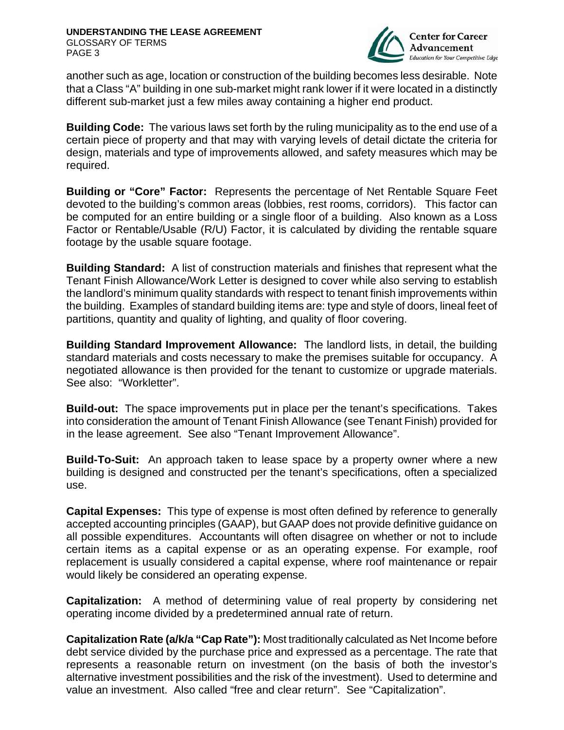another such as age, location or construction of the building becomes less desirable. Note that a Class "A" building in one sub-market might rank lower if it were located in a distinctly different sub-market just a few miles away containing a higher end product.

**Building Code:** The various laws set forth by the ruling municipality as to the end use of a certain piece of property and that may with varying levels of detail dictate the criteria for design, materials and type of improvements allowed, and safety measures which may be required.

**Building or "Core" Factor:** Represents the percentage of Net Rentable Square Feet devoted to the building's common areas (lobbies, rest rooms, corridors). This factor can be computed for an entire building or a single floor of a building. Also known as a Loss Factor or Rentable/Usable (R/U) Factor, it is calculated by dividing the rentable square footage by the usable square footage.

**Building Standard:** A list of construction materials and finishes that represent what the Tenant Finish Allowance/Work Letter is designed to cover while also serving to establish the landlord's minimum quality standards with respect to tenant finish improvements within the building. Examples of standard building items are: type and style of doors, lineal feet of partitions, quantity and quality of lighting, and quality of floor covering.

**Building Standard Improvement Allowance:** The landlord lists, in detail, the building standard materials and costs necessary to make the premises suitable for occupancy. A negotiated allowance is then provided for the tenant to customize or upgrade materials. See also: "Workletter".

**Build-out:** The space improvements put in place per the tenant's specifications. Takes into consideration the amount of Tenant Finish Allowance (see Tenant Finish) provided for in the lease agreement. See also "Tenant Improvement Allowance".

**Build-To-Suit:** An approach taken to lease space by a property owner where a new building is designed and constructed per the tenant's specifications, often a specialized use.

**Capital Expenses:** This type of expense is most often defined by reference to generally accepted accounting principles (GAAP), but GAAP does not provide definitive guidance on all possible expenditures. Accountants will often disagree on whether or not to include certain items as a capital expense or as an operating expense. For example, roof replacement is usually considered a capital expense, where roof maintenance or repair would likely be considered an operating expense.

**Capitalization:** A method of determining value of real property by considering net operating income divided by a predetermined annual rate of return.

**Capitalization Rate (a/k/a "Cap Rate"):** Most traditionally calculated as Net Income before debt service divided by the purchase price and expressed as a percentage. The rate that represents a reasonable return on investment (on the basis of both the investor's alternative investment possibilities and the risk of the investment). Used to determine and value an investment. Also called "free and clear return". See "Capitalization".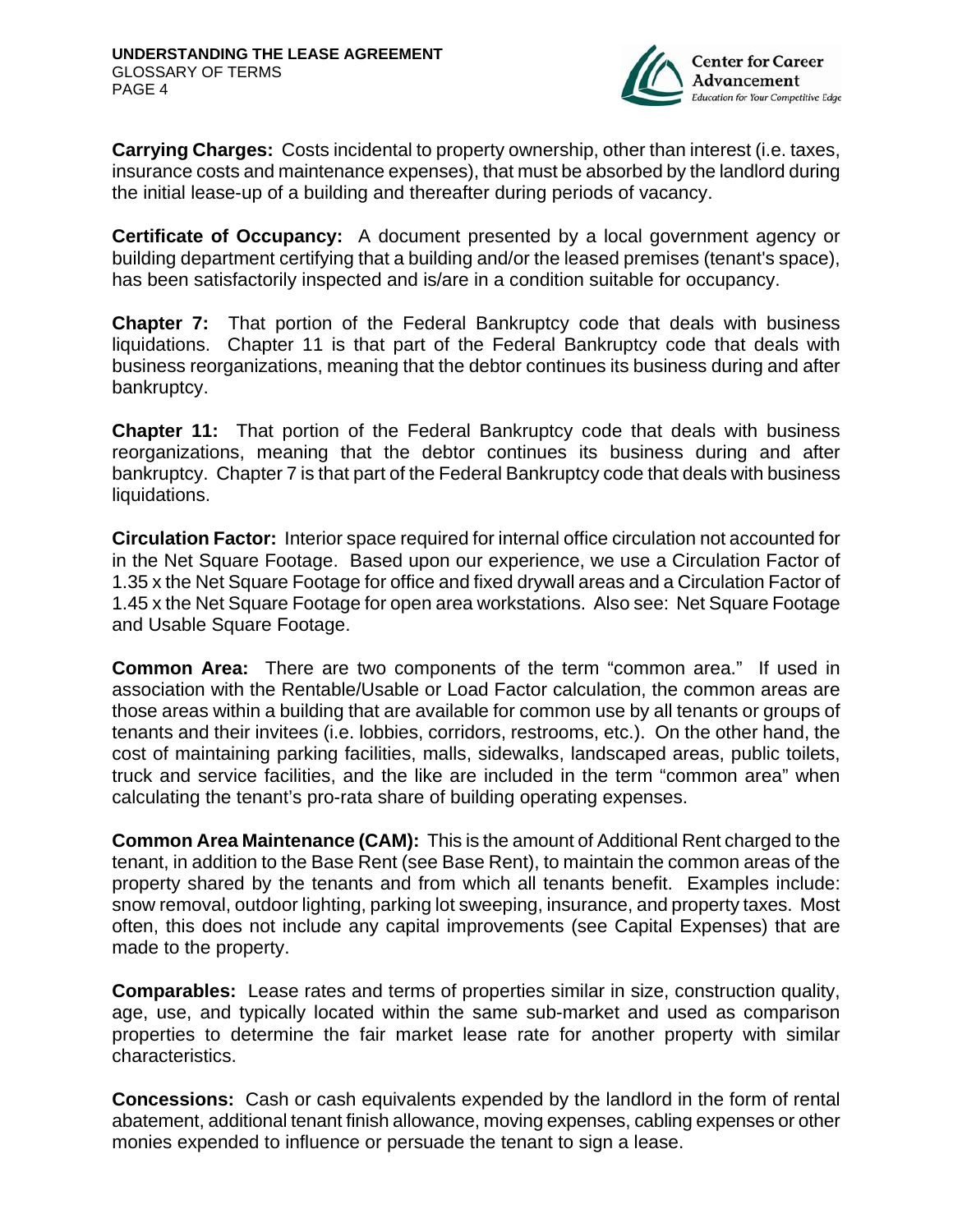**Carrying Charges:** Costs incidental to property ownership, other than interest (i.e. taxes, insurance costs and maintenance expenses), that must be absorbed by the landlord during the initial lease-up of a building and thereafter during periods of vacancy.

**Certificate of Occupancy:** A document presented by a local government agency or building department certifying that a building and/or the leased premises (tenant's space), has been satisfactorily inspected and is/are in a condition suitable for occupancy.

**Chapter 7:** That portion of the Federal Bankruptcy code that deals with business liquidations. Chapter 11 is that part of the Federal Bankruptcy code that deals with business reorganizations, meaning that the debtor continues its business during and after bankruptcy.

**Chapter 11:** That portion of the Federal Bankruptcy code that deals with business reorganizations, meaning that the debtor continues its business during and after bankruptcy. Chapter 7 is that part of the Federal Bankruptcy code that deals with business liquidations.

**Circulation Factor:** Interior space required for internal office circulation not accounted for in the Net Square Footage. Based upon our experience, we use a Circulation Factor of 1.35 x the Net Square Footage for office and fixed drywall areas and a Circulation Factor of 1.45 x the Net Square Footage for open area workstations. Also see: Net Square Footage and Usable Square Footage.

**Common Area:** There are two components of the term "common area." If used in association with the Rentable/Usable or Load Factor calculation, the common areas are those areas within a building that are available for common use by all tenants or groups of tenants and their invitees (i.e. lobbies, corridors, restrooms, etc.). On the other hand, the cost of maintaining parking facilities, malls, sidewalks, landscaped areas, public toilets, truck and service facilities, and the like are included in the term "common area" when calculating the tenant's pro-rata share of building operating expenses.

**Common Area Maintenance (CAM):** This is the amount of Additional Rent charged to the tenant, in addition to the Base Rent (see Base Rent), to maintain the common areas of the property shared by the tenants and from which all tenants benefit. Examples include: snow removal, outdoor lighting, parking lot sweeping, insurance, and property taxes. Most often, this does not include any capital improvements (see Capital Expenses) that are made to the property.

**Comparables:** Lease rates and terms of properties similar in size, construction quality, age, use, and typically located within the same sub-market and used as comparison properties to determine the fair market lease rate for another property with similar characteristics.

**Concessions:** Cash or cash equivalents expended by the landlord in the form of rental abatement, additional tenant finish allowance, moving expenses, cabling expenses or other monies expended to influence or persuade the tenant to sign a lease.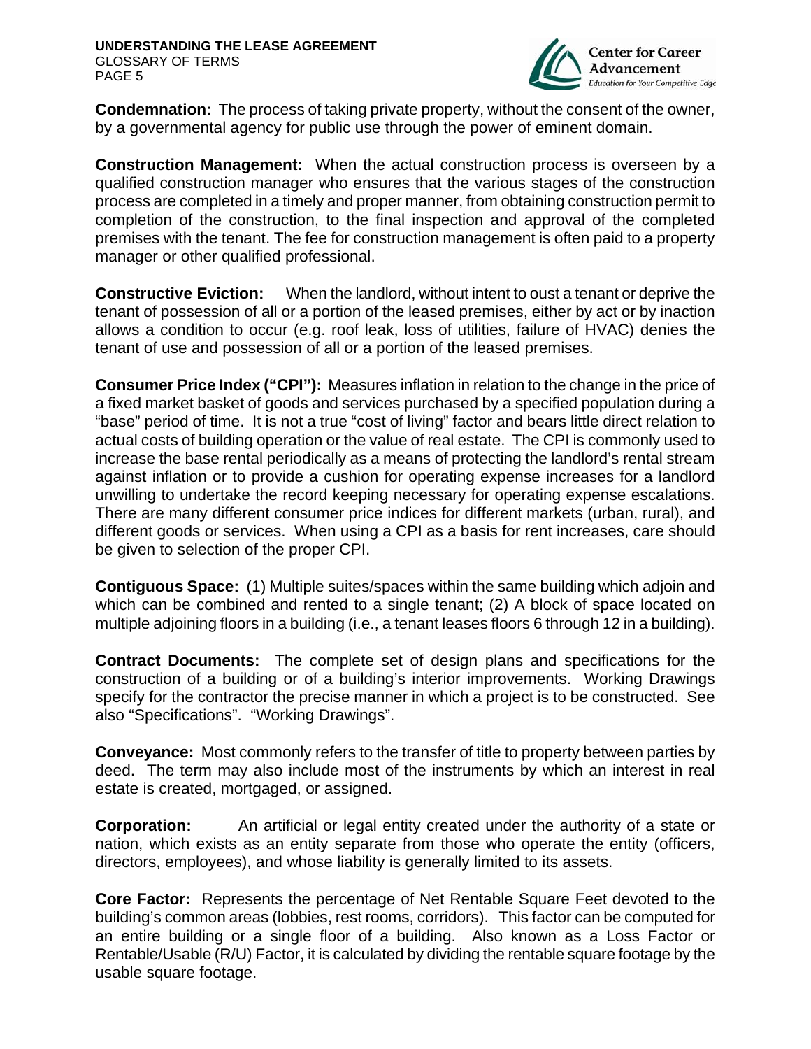**Condemnation:** The process of taking private property, without the consent of the owner, by a governmental agency for public use through the power of eminent domain.

**Construction Management:** When the actual construction process is overseen by a qualified construction manager who ensures that the various stages of the construction process are completed in a timely and proper manner, from obtaining construction permit to completion of the construction, to the final inspection and approval of the completed premises with the tenant. The fee for construction management is often paid to a property manager or other qualified professional.

**Constructive Eviction:** When the landlord, without intent to oust a tenant or deprive the tenant of possession of all or a portion of the leased premises, either by act or by inaction allows a condition to occur (e.g. roof leak, loss of utilities, failure of HVAC) denies the tenant of use and possession of all or a portion of the leased premises.

**Consumer Price Index ("CPI"):** Measures inflation in relation to the change in the price of a fixed market basket of goods and services purchased by a specified population during a "base" period of time. It is not a true "cost of living" factor and bears little direct relation to actual costs of building operation or the value of real estate. The CPI is commonly used to increase the base rental periodically as a means of protecting the landlord's rental stream against inflation or to provide a cushion for operating expense increases for a landlord unwilling to undertake the record keeping necessary for operating expense escalations. There are many different consumer price indices for different markets (urban, rural), and different goods or services. When using a CPI as a basis for rent increases, care should be given to selection of the proper CPI.

**Contiguous Space:** (1) Multiple suites/spaces within the same building which adjoin and which can be combined and rented to a single tenant; (2) A block of space located on multiple adjoining floors in a building (i.e., a tenant leases floors 6 through 12 in a building).

**Contract Documents:** The complete set of design plans and specifications for the construction of a building or of a building's interior improvements. Working Drawings specify for the contractor the precise manner in which a project is to be constructed. See also "Specifications". "Working Drawings".

**Conveyance:** Most commonly refers to the transfer of title to property between parties by deed. The term may also include most of the instruments by which an interest in real estate is created, mortgaged, or assigned.

**Corporation:** An artificial or legal entity created under the authority of a state or nation, which exists as an entity separate from those who operate the entity (officers, directors, employees), and whose liability is generally limited to its assets.

**Core Factor:** Represents the percentage of Net Rentable Square Feet devoted to the building's common areas (lobbies, rest rooms, corridors). This factor can be computed for an entire building or a single floor of a building. Also known as a Loss Factor or Rentable/Usable (R/U) Factor, it is calculated by dividing the rentable square footage by the usable square footage.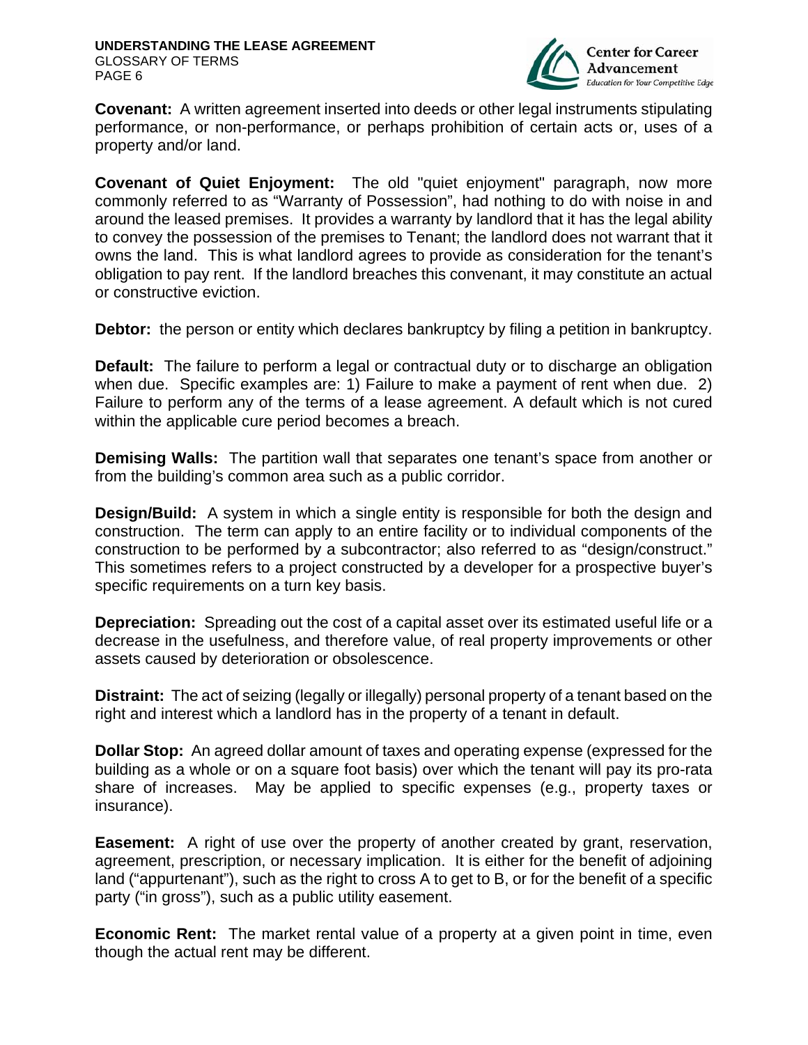**Covenant:** A written agreement inserted into deeds or other legal instruments stipulating performance, or non-performance, or perhaps prohibition of certain acts or, uses of a property and/or land.

**Covenant of Quiet Enjoyment:** The old "quiet enjoyment" paragraph, now more commonly referred to as "Warranty of Possession", had nothing to do with noise in and around the leased premises. It provides a warranty by landlord that it has the legal ability to convey the possession of the premises to Tenant; the landlord does not warrant that it owns the land. This is what landlord agrees to provide as consideration for the tenant's obligation to pay rent. If the landlord breaches this convenant, it may constitute an actual or constructive eviction.

**Debtor:** the person or entity which declares bankruptcy by filing a petition in bankruptcy.

**Default:** The failure to perform a legal or contractual duty or to discharge an obligation when due. Specific examples are: 1) Failure to make a payment of rent when due. 2) Failure to perform any of the terms of a lease agreement. A default which is not cured within the applicable cure period becomes a breach.

**Demising Walls:** The partition wall that separates one tenant's space from another or from the building's common area such as a public corridor.

**Design/Build:** A system in which a single entity is responsible for both the design and construction. The term can apply to an entire facility or to individual components of the construction to be performed by a subcontractor; also referred to as "design/construct." This sometimes refers to a project constructed by a developer for a prospective buyer's specific requirements on a turn key basis.

**Depreciation:** Spreading out the cost of a capital asset over its estimated useful life or a decrease in the usefulness, and therefore value, of real property improvements or other assets caused by deterioration or obsolescence.

**Distraint:** The act of seizing (legally or illegally) personal property of a tenant based on the right and interest which a landlord has in the property of a tenant in default.

**Dollar Stop:** An agreed dollar amount of taxes and operating expense (expressed for the building as a whole or on a square foot basis) over which the tenant will pay its pro-rata share of increases. May be applied to specific expenses (e.g., property taxes or insurance).

**Easement:** A right of use over the property of another created by grant, reservation, agreement, prescription, or necessary implication. It is either for the benefit of adjoining land ("appurtenant"), such as the right to cross A to get to B, or for the benefit of a specific party ("in gross"), such as a public utility easement.

**Economic Rent:** The market rental value of a property at a given point in time, even though the actual rent may be different.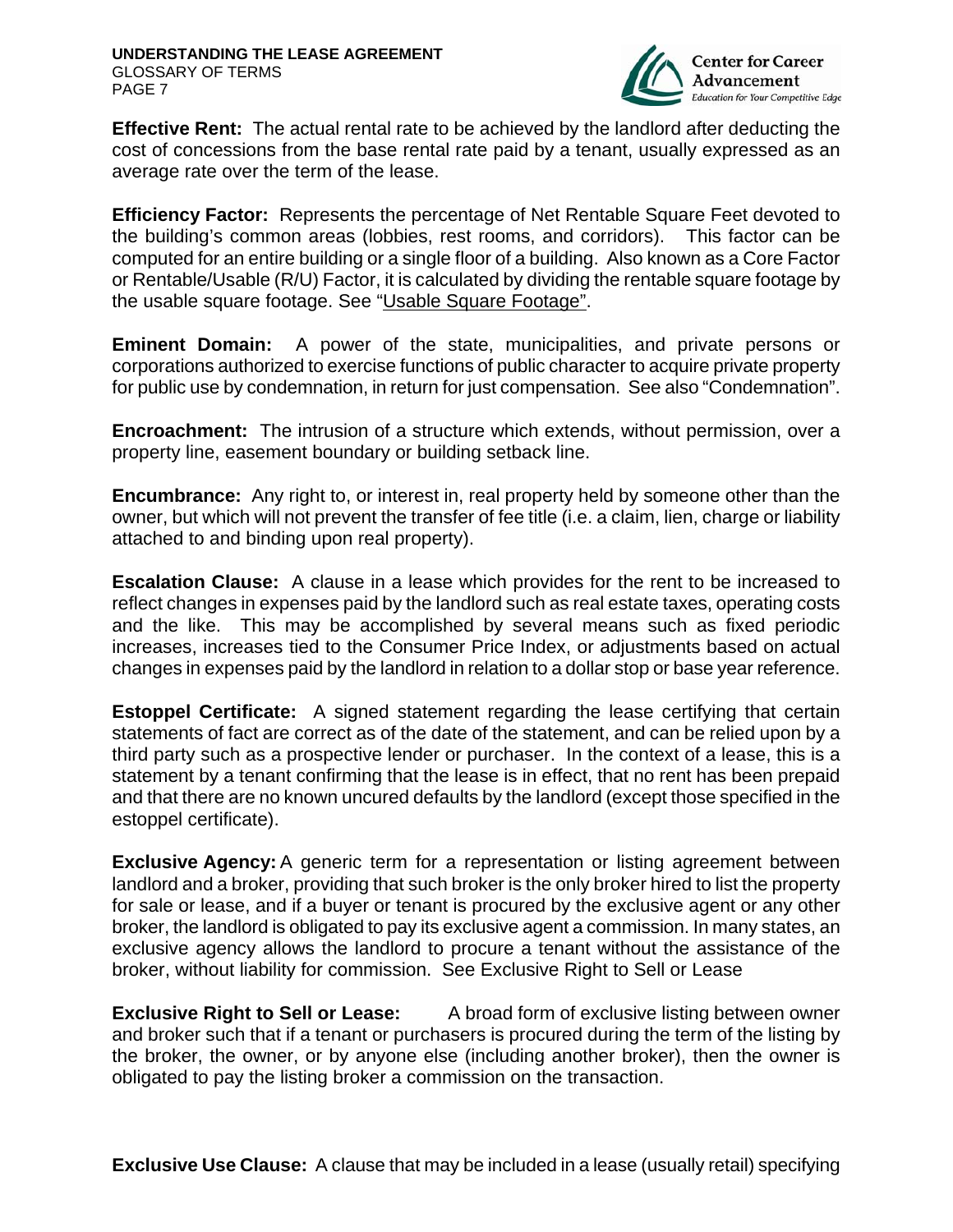**Effective Rent:** The actual rental rate to be achieved by the landlord after deducting the cost of concessions from the base rental rate paid by a tenant, usually expressed as an average rate over the term of the lease.

**Efficiency Factor:** Represents the percentage of Net Rentable Square Feet devoted to the building's common areas (lobbies, rest rooms, and corridors). This factor can be computed for an entire building or a single floor of a building. Also known as a Core Factor or Rentable/Usable (R/U) Factor, it is calculated by dividing the rentable square footage by the usable square footage. See "Usable Square Footage".

**Eminent Domain:** A power of the state, municipalities, and private persons or corporations authorized to exercise functions of public character to acquire private property for public use by condemnation, in return for just compensation. See also "Condemnation".

**Encroachment:** The intrusion of a structure which extends, without permission, over a property line, easement boundary or building setback line.

**Encumbrance:** Any right to, or interest in, real property held by someone other than the owner, but which will not prevent the transfer of fee title (i.e. a claim, lien, charge or liability attached to and binding upon real property).

**Escalation Clause:** A clause in a lease which provides for the rent to be increased to reflect changes in expenses paid by the landlord such as real estate taxes, operating costs and the like. This may be accomplished by several means such as fixed periodic increases, increases tied to the Consumer Price Index, or adjustments based on actual changes in expenses paid by the landlord in relation to a dollar stop or base year reference.

**Estoppel Certificate:** A signed statement regarding the lease certifying that certain statements of fact are correct as of the date of the statement, and can be relied upon by a third party such as a prospective lender or purchaser. In the context of a lease, this is a statement by a tenant confirming that the lease is in effect, that no rent has been prepaid and that there are no known uncured defaults by the landlord (except those specified in the estoppel certificate).

**Exclusive Agency:** A generic term for a representation or listing agreement between landlord and a broker, providing that such broker is the only broker hired to list the property for sale or lease, and if a buyer or tenant is procured by the exclusive agent or any other broker, the landlord is obligated to pay its exclusive agent a commission. In many states, an exclusive agency allows the landlord to procure a tenant without the assistance of the broker, without liability for commission. See Exclusive Right to Sell or Lease

**Exclusive Right to Sell or Lease:** A broad form of exclusive listing between owner and broker such that if a tenant or purchasers is procured during the term of the listing by the broker, the owner, or by anyone else (including another broker), then the owner is obligated to pay the listing broker a commission on the transaction.

**Exclusive Use Clause:** A clause that may be included in a lease (usually retail) specifying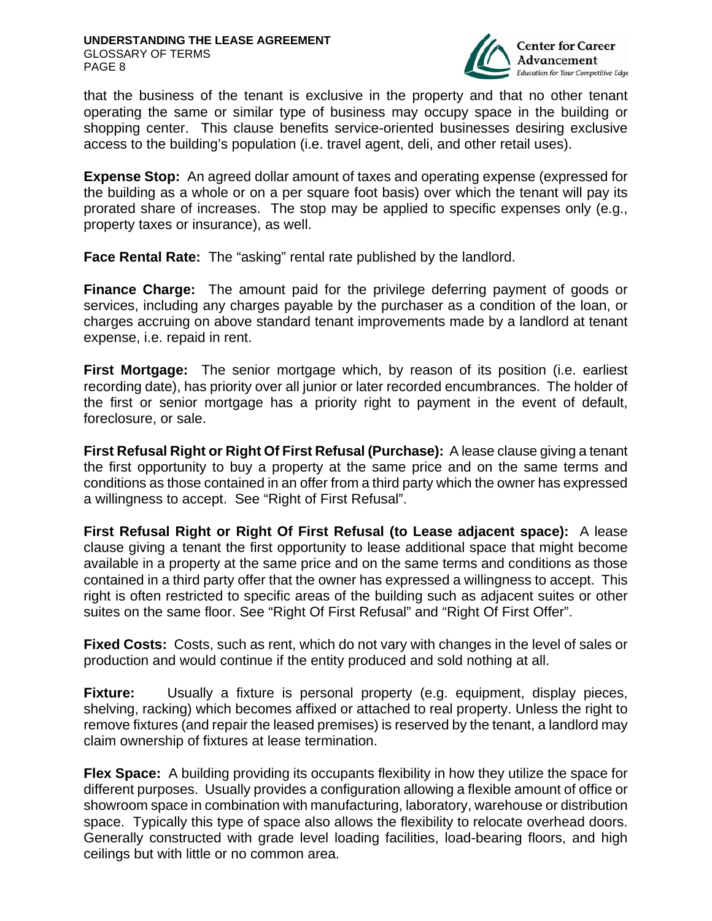that the business of the tenant is exclusive in the property and that no other tenant operating the same or similar type of business may occupy space in the building or shopping center. This clause benefits service-oriented businesses desiring exclusive access to the building's population (i.e. travel agent, deli, and other retail uses).

**Expense Stop:** An agreed dollar amount of taxes and operating expense (expressed for the building as a whole or on a per square foot basis) over which the tenant will pay its prorated share of increases. The stop may be applied to specific expenses only (e.g., property taxes or insurance), as well.

**Face Rental Rate:** The "asking" rental rate published by the landlord.

**Finance Charge:** The amount paid for the privilege deferring payment of goods or services, including any charges payable by the purchaser as a condition of the loan, or charges accruing on above standard tenant improvements made by a landlord at tenant expense, i.e. repaid in rent.

**First Mortgage:** The senior mortgage which, by reason of its position (i.e. earliest recording date), has priority over all junior or later recorded encumbrances. The holder of the first or senior mortgage has a priority right to payment in the event of default, foreclosure, or sale.

**First Refusal Right or Right Of First Refusal (Purchase):** A lease clause giving a tenant the first opportunity to buy a property at the same price and on the same terms and conditions as those contained in an offer from a third party which the owner has expressed a willingness to accept. See "Right of First Refusal".

**First Refusal Right or Right Of First Refusal (to Lease adjacent space):** A lease clause giving a tenant the first opportunity to lease additional space that might become available in a property at the same price and on the same terms and conditions as those contained in a third party offer that the owner has expressed a willingness to accept. This right is often restricted to specific areas of the building such as adjacent suites or other suites on the same floor. See "Right Of First Refusal" and "Right Of First Offer".

**Fixed Costs:** Costs, such as rent, which do not vary with changes in the level of sales or production and would continue if the entity produced and sold nothing at all.

**Fixture:** Usually a fixture is personal property (e.g. equipment, display pieces, shelving, racking) which becomes affixed or attached to real property. Unless the right to remove fixtures (and repair the leased premises) is reserved by the tenant, a landlord may claim ownership of fixtures at lease termination.

**Flex Space:** A building providing its occupants flexibility in how they utilize the space for different purposes. Usually provides a configuration allowing a flexible amount of office or showroom space in combination with manufacturing, laboratory, warehouse or distribution space. Typically this type of space also allows the flexibility to relocate overhead doors. Generally constructed with grade level loading facilities, load-bearing floors, and high ceilings but with little or no common area.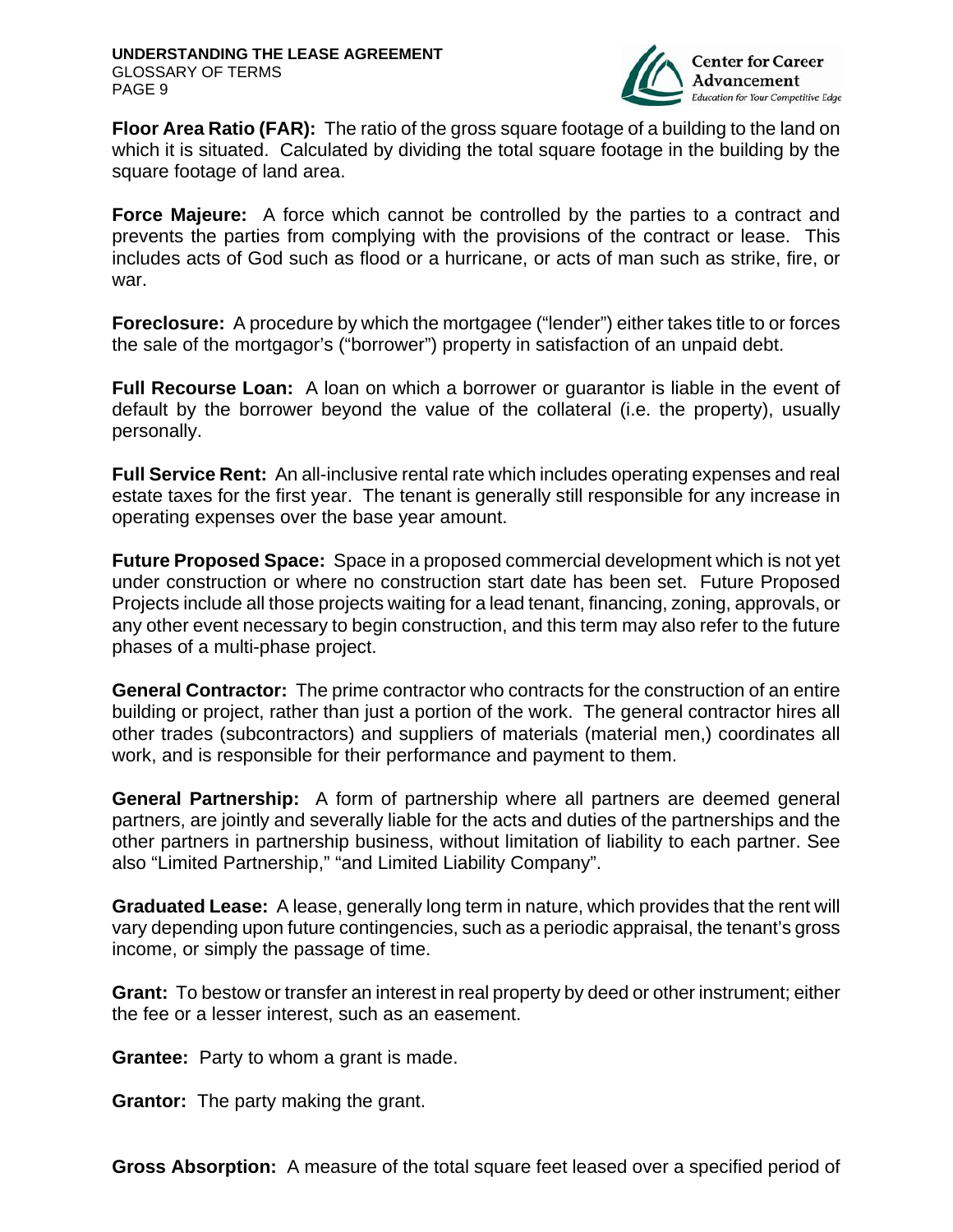**Floor Area Ratio (FAR):** The ratio of the gross square footage of a building to the land on which it is situated. Calculated by dividing the total square footage in the building by the square footage of land area.

**Force Majeure:** A force which cannot be controlled by the parties to a contract and prevents the parties from complying with the provisions of the contract or lease. This includes acts of God such as flood or a hurricane, or acts of man such as strike, fire, or war.

**Foreclosure:** A procedure by which the mortgagee ("lender") either takes title to or forces the sale of the mortgagor's ("borrower") property in satisfaction of an unpaid debt.

**Full Recourse Loan:** A loan on which a borrower or guarantor is liable in the event of default by the borrower beyond the value of the collateral (i.e. the property), usually personally.

**Full Service Rent:** An all-inclusive rental rate which includes operating expenses and real estate taxes for the first year. The tenant is generally still responsible for any increase in operating expenses over the base year amount.

**Future Proposed Space:** Space in a proposed commercial development which is not yet under construction or where no construction start date has been set. Future Proposed Projects include all those projects waiting for a lead tenant, financing, zoning, approvals, or any other event necessary to begin construction, and this term may also refer to the future phases of a multi-phase project.

**General Contractor:** The prime contractor who contracts for the construction of an entire building or project, rather than just a portion of the work. The general contractor hires all other trades (subcontractors) and suppliers of materials (material men,) coordinates all work, and is responsible for their performance and payment to them.

**General Partnership:** A form of partnership where all partners are deemed general partners, are jointly and severally liable for the acts and duties of the partnerships and the other partners in partnership business, without limitation of liability to each partner. See also "Limited Partnership," "and Limited Liability Company".

**Graduated Lease:** A lease, generally long term in nature, which provides that the rent will vary depending upon future contingencies, such as a periodic appraisal, the tenant's gross income, or simply the passage of time.

**Grant:** To bestow or transfer an interest in real property by deed or other instrument; either the fee or a lesser interest, such as an easement.

**Grantee:** Party to whom a grant is made.

**Grantor:** The party making the grant.

**Gross Absorption:** A measure of the total square feet leased over a specified period of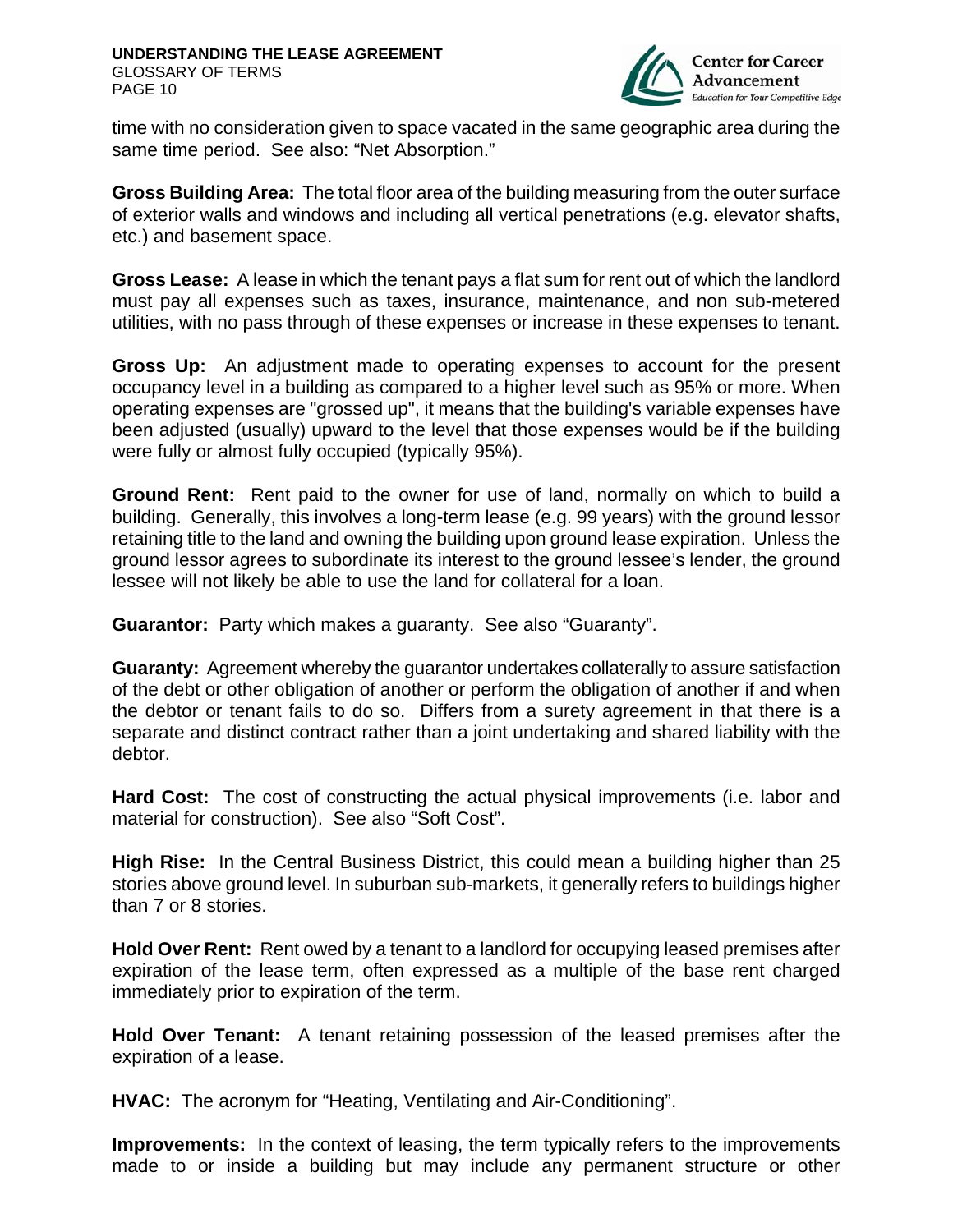time with no consideration given to space vacated in the same geographic area during the same time period. See also: "Net Absorption."

**Gross Building Area:** The total floor area of the building measuring from the outer surface of exterior walls and windows and including all vertical penetrations (e.g. elevator shafts, etc.) and basement space.

**Gross Lease:** A lease in which the tenant pays a flat sum for rent out of which the landlord must pay all expenses such as taxes, insurance, maintenance, and non sub-metered utilities, with no pass through of these expenses or increase in these expenses to tenant.

**Gross Up:** An adjustment made to operating expenses to account for the present occupancy level in a building as compared to a higher level such as 95% or more. When operating expenses are "grossed up", it means that the building's variable expenses have been adjusted (usually) upward to the level that those expenses would be if the building were fully or almost fully occupied (typically 95%).

**Ground Rent:** Rent paid to the owner for use of land, normally on which to build a building. Generally, this involves a long-term lease (e.g. 99 years) with the ground lessor retaining title to the land and owning the building upon ground lease expiration. Unless the ground lessor agrees to subordinate its interest to the ground lessee's lender, the ground lessee will not likely be able to use the land for collateral for a loan.

**Guarantor:** Party which makes a guaranty. See also "Guaranty".

**Guaranty:** Agreement whereby the guarantor undertakes collaterally to assure satisfaction of the debt or other obligation of another or perform the obligation of another if and when the debtor or tenant fails to do so. Differs from a surety agreement in that there is a separate and distinct contract rather than a joint undertaking and shared liability with the debtor.

**Hard Cost:** The cost of constructing the actual physical improvements (i.e. labor and material for construction). See also "Soft Cost".

**High Rise:** In the Central Business District, this could mean a building higher than 25 stories above ground level. In suburban sub-markets, it generally refers to buildings higher than 7 or 8 stories.

**Hold Over Rent:** Rent owed by a tenant to a landlord for occupying leased premises after expiration of the lease term, often expressed as a multiple of the base rent charged immediately prior to expiration of the term.

**Hold Over Tenant:** A tenant retaining possession of the leased premises after the expiration of a lease.

**HVAC:** The acronym for "Heating, Ventilating and Air-Conditioning".

**Improvements:** In the context of leasing, the term typically refers to the improvements made to or inside a building but may include any permanent structure or other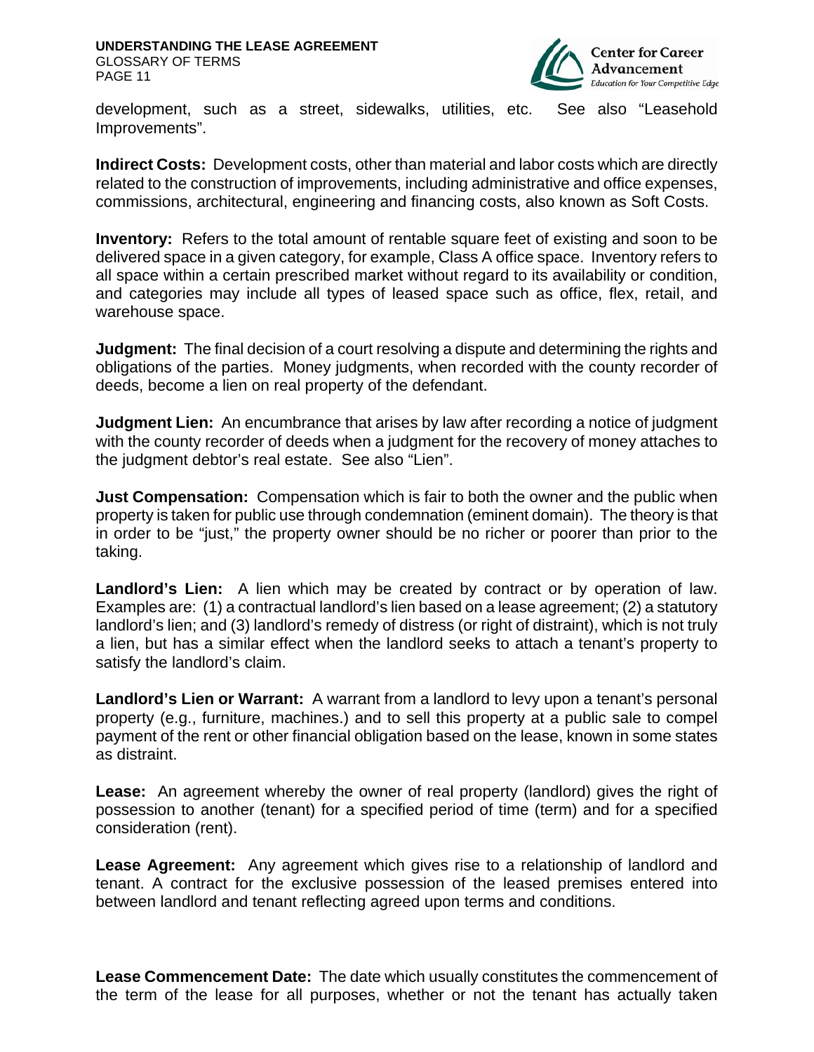development, such as a street, sidewalks, utilities, etc. See also "Leasehold Improvements".

**Indirect Costs:** Development costs, other than material and labor costs which are directly related to the construction of improvements, including administrative and office expenses, commissions, architectural, engineering and financing costs, also known as Soft Costs.

**Inventory:** Refers to the total amount of rentable square feet of existing and soon to be delivered space in a given category, for example, Class A office space. Inventory refers to all space within a certain prescribed market without regard to its availability or condition, and categories may include all types of leased space such as office, flex, retail, and warehouse space.

**Judgment:** The final decision of a court resolving a dispute and determining the rights and obligations of the parties. Money judgments, when recorded with the county recorder of deeds, become a lien on real property of the defendant.

**Judgment Lien:** An encumbrance that arises by law after recording a notice of judgment with the county recorder of deeds when a judgment for the recovery of money attaches to the judgment debtor's real estate. See also "Lien".

**Just Compensation:** Compensation which is fair to both the owner and the public when property is taken for public use through condemnation (eminent domain). The theory is that in order to be "just," the property owner should be no richer or poorer than prior to the taking.

**Landlord's Lien:** A lien which may be created by contract or by operation of law. Examples are: (1) a contractual landlord's lien based on a lease agreement; (2) a statutory landlord's lien; and (3) landlord's remedy of distress (or right of distraint), which is not truly a lien, but has a similar effect when the landlord seeks to attach a tenant's property to satisfy the landlord's claim.

**Landlord's Lien or Warrant:** A warrant from a landlord to levy upon a tenant's personal property (e.g., furniture, machines.) and to sell this property at a public sale to compel payment of the rent or other financial obligation based on the lease, known in some states as distraint.

**Lease:** An agreement whereby the owner of real property (landlord) gives the right of possession to another (tenant) for a specified period of time (term) and for a specified consideration (rent).

**Lease Agreement:** Any agreement which gives rise to a relationship of landlord and tenant. A contract for the exclusive possession of the leased premises entered into between landlord and tenant reflecting agreed upon terms and conditions.

**Lease Commencement Date:** The date which usually constitutes the commencement of the term of the lease for all purposes, whether or not the tenant has actually taken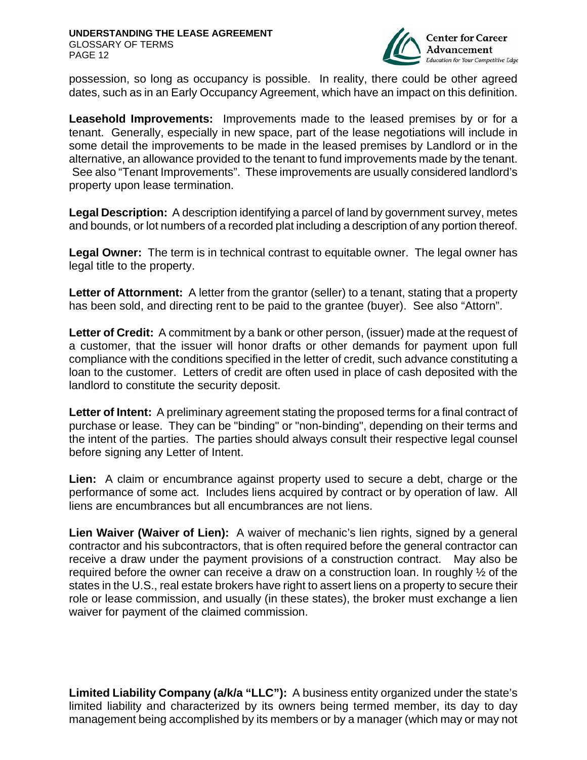possession, so long as occupancy is possible. In reality, there could be other agreed dates, such as in an Early Occupancy Agreement, which have an impact on this definition.

**Leasehold Improvements:** Improvements made to the leased premises by or for a tenant. Generally, especially in new space, part of the lease negotiations will include in some detail the improvements to be made in the leased premises by Landlord or in the alternative, an allowance provided to the tenant to fund improvements made by the tenant. See also "Tenant Improvements". These improvements are usually considered landlord's property upon lease termination.

**Legal Description:** A description identifying a parcel of land by government survey, metes and bounds, or lot numbers of a recorded plat including a description of any portion thereof.

**Legal Owner:** The term is in technical contrast to equitable owner. The legal owner has legal title to the property.

**Letter of Attornment:** A letter from the grantor (seller) to a tenant, stating that a property has been sold, and directing rent to be paid to the grantee (buyer). See also "Attorn".

**Letter of Credit:** A commitment by a bank or other person, (issuer) made at the request of a customer, that the issuer will honor drafts or other demands for payment upon full compliance with the conditions specified in the letter of credit, such advance constituting a loan to the customer. Letters of credit are often used in place of cash deposited with the landlord to constitute the security deposit.

**Letter of Intent:** A preliminary agreement stating the proposed terms for a final contract of purchase or lease. They can be "binding" or "non-binding", depending on their terms and the intent of the parties. The parties should always consult their respective legal counsel before signing any Letter of Intent.

**Lien:** A claim or encumbrance against property used to secure a debt, charge or the performance of some act. Includes liens acquired by contract or by operation of law. All liens are encumbrances but all encumbrances are not liens.

**Lien Waiver (Waiver of Lien):** A waiver of mechanic's lien rights, signed by a general contractor and his subcontractors, that is often required before the general contractor can receive a draw under the payment provisions of a construction contract. May also be required before the owner can receive a draw on a construction loan. In roughly ½ of the states in the U.S., real estate brokers have right to assert liens on a property to secure their role or lease commission, and usually (in these states), the broker must exchange a lien waiver for payment of the claimed commission.

**Limited Liability Company (a/k/a "LLC"):** A business entity organized under the state's limited liability and characterized by its owners being termed member, its day to day management being accomplished by its members or by a manager (which may or may not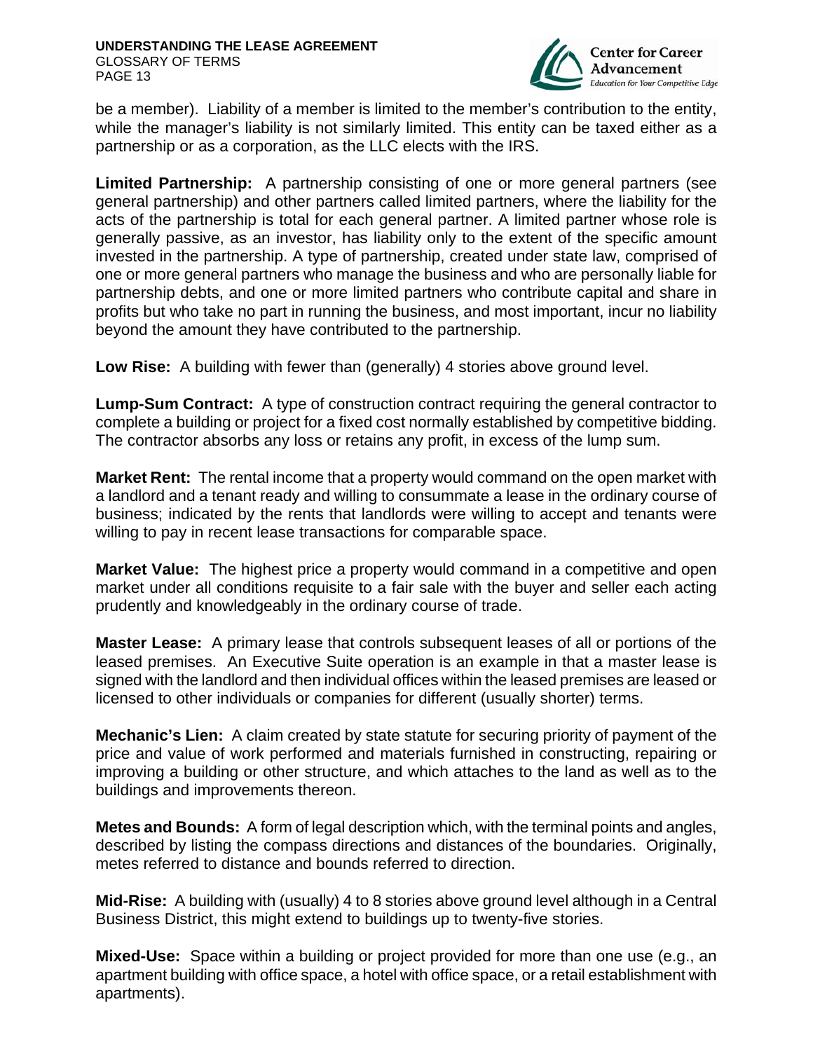be a member). Liability of a member is limited to the member's contribution to the entity, while the manager's liability is not similarly limited. This entity can be taxed either as a partnership or as a corporation, as the LLC elects with the IRS.

**Limited Partnership:** A partnership consisting of one or more general partners (see general partnership) and other partners called limited partners, where the liability for the acts of the partnership is total for each general partner. A limited partner whose role is generally passive, as an investor, has liability only to the extent of the specific amount invested in the partnership. A type of partnership, created under state law, comprised of one or more general partners who manage the business and who are personally liable for partnership debts, and one or more limited partners who contribute capital and share in profits but who take no part in running the business, and most important, incur no liability beyond the amount they have contributed to the partnership.

**Low Rise:** A building with fewer than (generally) 4 stories above ground level.

**Lump-Sum Contract:** A type of construction contract requiring the general contractor to complete a building or project for a fixed cost normally established by competitive bidding. The contractor absorbs any loss or retains any profit, in excess of the lump sum.

**Market Rent:** The rental income that a property would command on the open market with a landlord and a tenant ready and willing to consummate a lease in the ordinary course of business; indicated by the rents that landlords were willing to accept and tenants were willing to pay in recent lease transactions for comparable space.

**Market Value:** The highest price a property would command in a competitive and open market under all conditions requisite to a fair sale with the buyer and seller each acting prudently and knowledgeably in the ordinary course of trade.

**Master Lease:** A primary lease that controls subsequent leases of all or portions of the leased premises. An Executive Suite operation is an example in that a master lease is signed with the landlord and then individual offices within the leased premises are leased or licensed to other individuals or companies for different (usually shorter) terms.

**Mechanic's Lien:** A claim created by state statute for securing priority of payment of the price and value of work performed and materials furnished in constructing, repairing or improving a building or other structure, and which attaches to the land as well as to the buildings and improvements thereon.

**Metes and Bounds:** A form of legal description which, with the terminal points and angles, described by listing the compass directions and distances of the boundaries. Originally, metes referred to distance and bounds referred to direction.

**Mid-Rise:** A building with (usually) 4 to 8 stories above ground level although in a Central Business District, this might extend to buildings up to twenty-five stories.

**Mixed-Use:** Space within a building or project provided for more than one use (e.g., an apartment building with office space, a hotel with office space, or a retail establishment with apartments).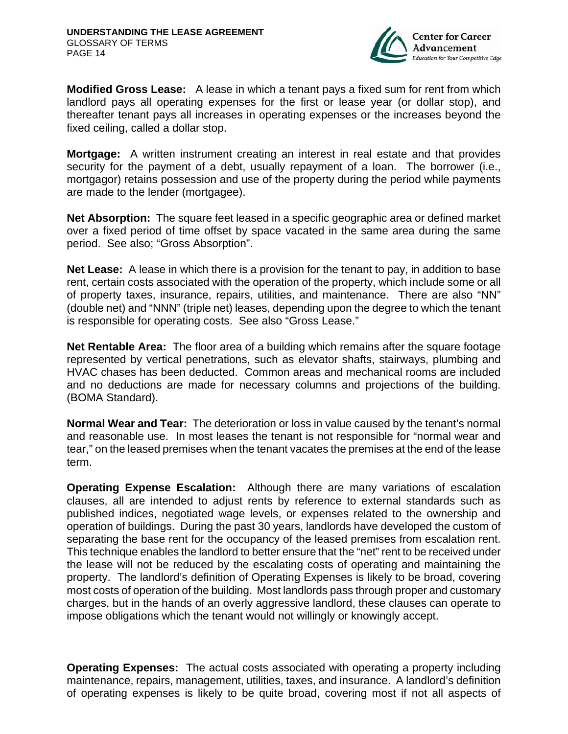**Modified Gross Lease:** A lease in which a tenant pays a fixed sum for rent from which landlord pays all operating expenses for the first or lease year (or dollar stop), and thereafter tenant pays all increases in operating expenses or the increases beyond the fixed ceiling, called a dollar stop.

**Mortgage:** A written instrument creating an interest in real estate and that provides security for the payment of a debt, usually repayment of a loan. The borrower (i.e., mortgagor) retains possession and use of the property during the period while payments are made to the lender (mortgagee).

**Net Absorption:** The square feet leased in a specific geographic area or defined market over a fixed period of time offset by space vacated in the same area during the same period. See also; "Gross Absorption".

**Net Lease:** A lease in which there is a provision for the tenant to pay, in addition to base rent, certain costs associated with the operation of the property, which include some or all of property taxes, insurance, repairs, utilities, and maintenance. There are also "NN" (double net) and "NNN" (triple net) leases, depending upon the degree to which the tenant is responsible for operating costs. See also "Gross Lease."

**Net Rentable Area:** The floor area of a building which remains after the square footage represented by vertical penetrations, such as elevator shafts, stairways, plumbing and HVAC chases has been deducted. Common areas and mechanical rooms are included and no deductions are made for necessary columns and projections of the building. (BOMA Standard).

**Normal Wear and Tear:** The deterioration or loss in value caused by the tenant's normal and reasonable use. In most leases the tenant is not responsible for "normal wear and tear," on the leased premises when the tenant vacates the premises at the end of the lease term.

**Operating Expense Escalation:** Although there are many variations of escalation clauses, all are intended to adjust rents by reference to external standards such as published indices, negotiated wage levels, or expenses related to the ownership and operation of buildings. During the past 30 years, landlords have developed the custom of separating the base rent for the occupancy of the leased premises from escalation rent. This technique enables the landlord to better ensure that the "net" rent to be received under the lease will not be reduced by the escalating costs of operating and maintaining the property. The landlord's definition of Operating Expenses is likely to be broad, covering most costs of operation of the building. Most landlords pass through proper and customary charges, but in the hands of an overly aggressive landlord, these clauses can operate to impose obligations which the tenant would not willingly or knowingly accept.

**Operating Expenses:** The actual costs associated with operating a property including maintenance, repairs, management, utilities, taxes, and insurance. A landlord's definition of operating expenses is likely to be quite broad, covering most if not all aspects of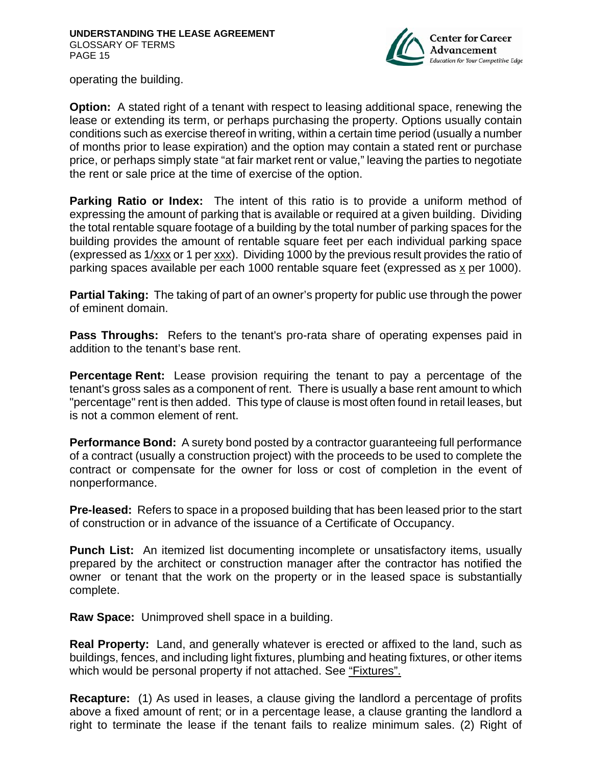operating the building.

**Option:** A stated right of a tenant with respect to leasing additional space, renewing the lease or extending its term, or perhaps purchasing the property. Options usually contain conditions such as exercise thereof in writing, within a certain time period (usually a number of months prior to lease expiration) and the option may contain a stated rent or purchase price, or perhaps simply state "at fair market rent or value," leaving the parties to negotiate the rent or sale price at the time of exercise of the option.

**Parking Ratio or Index:** The intent of this ratio is to provide a uniform method of expressing the amount of parking that is available or required at a given building. Dividing the total rentable square footage of a building by the total number of parking spaces for the building provides the amount of rentable square feet per each individual parking space (expressed as 1/xxx or 1 per xxx). Dividing 1000 by the previous result provides the ratio of parking spaces available per each 1000 rentable square feet (expressed as x per 1000).

**Partial Taking:** The taking of part of an owner's property for public use through the power of eminent domain.

**Pass Throughs:** Refers to the tenant's pro-rata share of operating expenses paid in addition to the tenant's base rent.

**Percentage Rent:** Lease provision requiring the tenant to pay a percentage of the tenant's gross sales as a component of rent. There is usually a base rent amount to which "percentage" rent is then added. This type of clause is most often found in retail leases, but is not a common element of rent.

**Performance Bond:** A surety bond posted by a contractor guaranteeing full performance of a contract (usually a construction project) with the proceeds to be used to complete the contract or compensate for the owner for loss or cost of completion in the event of nonperformance.

**Pre-leased:** Refers to space in a proposed building that has been leased prior to the start of construction or in advance of the issuance of a Certificate of Occupancy.

**Punch List:** An itemized list documenting incomplete or unsatisfactory items, usually prepared by the architect or construction manager after the contractor has notified the owner or tenant that the work on the property or in the leased space is substantially complete.

**Raw Space:** Unimproved shell space in a building.

**Real Property:** Land, and generally whatever is erected or affixed to the land, such as buildings, fences, and including light fixtures, plumbing and heating fixtures, or other items which would be personal property if not attached. See "Fixtures".

**Recapture:** (1) As used in leases, a clause giving the landlord a percentage of profits above a fixed amount of rent; or in a percentage lease, a clause granting the landlord a right to terminate the lease if the tenant fails to realize minimum sales. (2) Right of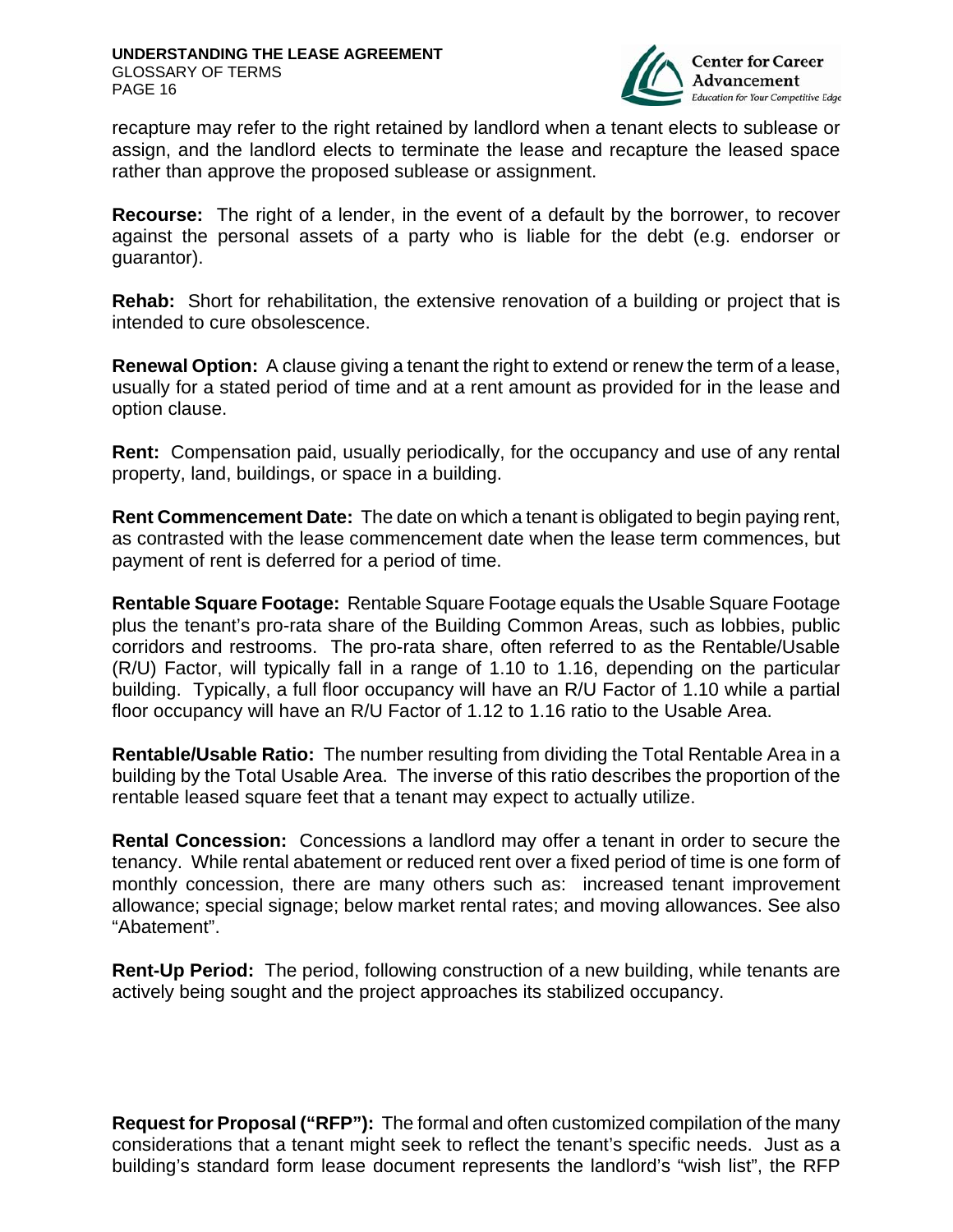recapture may refer to the right retained by landlord when a tenant elects to sublease or assign, and the landlord elects to terminate the lease and recapture the leased space rather than approve the proposed sublease or assignment.

**Recourse:** The right of a lender, in the event of a default by the borrower, to recover against the personal assets of a party who is liable for the debt (e.g. endorser or guarantor).

**Rehab:** Short for rehabilitation, the extensive renovation of a building or project that is intended to cure obsolescence.

**Renewal Option:** A clause giving a tenant the right to extend or renew the term of a lease, usually for a stated period of time and at a rent amount as provided for in the lease and option clause.

**Rent:** Compensation paid, usually periodically, for the occupancy and use of any rental property, land, buildings, or space in a building.

**Rent Commencement Date:** The date on which a tenant is obligated to begin paying rent, as contrasted with the lease commencement date when the lease term commences, but payment of rent is deferred for a period of time.

**Rentable Square Footage:** Rentable Square Footage equals the Usable Square Footage plus the tenant's pro-rata share of the Building Common Areas, such as lobbies, public corridors and restrooms. The pro-rata share, often referred to as the Rentable/Usable (R/U) Factor, will typically fall in a range of 1.10 to 1.16, depending on the particular building. Typically, a full floor occupancy will have an R/U Factor of 1.10 while a partial floor occupancy will have an R/U Factor of 1.12 to 1.16 ratio to the Usable Area.

**Rentable/Usable Ratio:** The number resulting from dividing the Total Rentable Area in a building by the Total Usable Area. The inverse of this ratio describes the proportion of the rentable leased square feet that a tenant may expect to actually utilize.

**Rental Concession:** Concessions a landlord may offer a tenant in order to secure the tenancy. While rental abatement or reduced rent over a fixed period of time is one form of monthly concession, there are many others such as: increased tenant improvement allowance; special signage; below market rental rates; and moving allowances. See also "Abatement".

**Rent-Up Period:** The period, following construction of a new building, while tenants are actively being sought and the project approaches its stabilized occupancy.

**Request for Proposal ("RFP"):** The formal and often customized compilation of the many considerations that a tenant might seek to reflect the tenant's specific needs. Just as a building's standard form lease document represents the landlord's "wish list", the RFP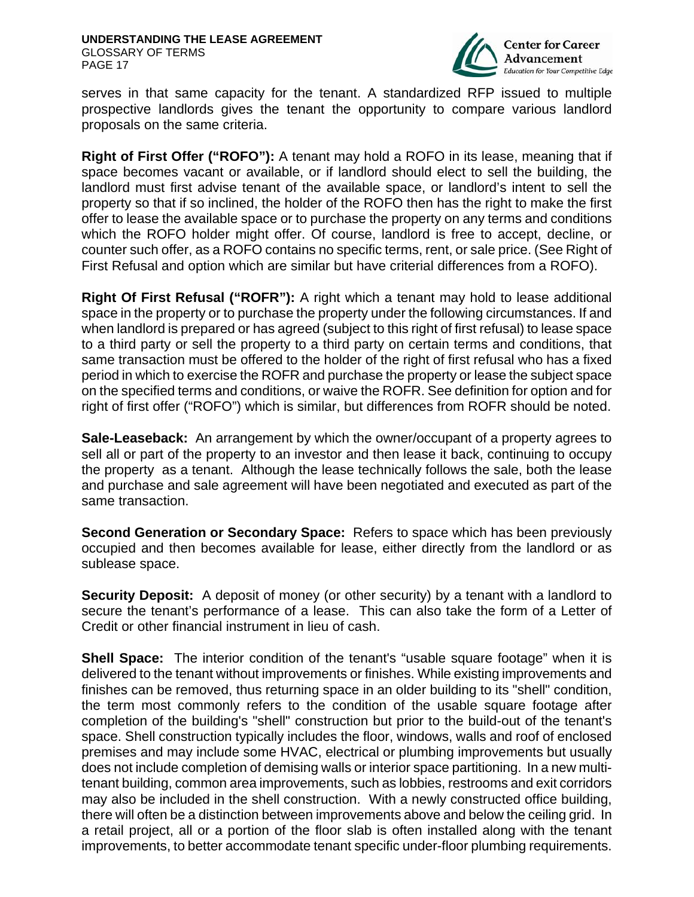serves in that same capacity for the tenant. A standardized RFP issued to multiple prospective landlords gives the tenant the opportunity to compare various landlord proposals on the same criteria.

**Right of First Offer ("ROFO"):** A tenant may hold a ROFO in its lease, meaning that if space becomes vacant or available, or if landlord should elect to sell the building, the landlord must first advise tenant of the available space, or landlord's intent to sell the property so that if so inclined, the holder of the ROFO then has the right to make the first offer to lease the available space or to purchase the property on any terms and conditions which the ROFO holder might offer. Of course, landlord is free to accept, decline, or counter such offer, as a ROFO contains no specific terms, rent, or sale price. (See Right of First Refusal and option which are similar but have criterial differences from a ROFO).

**Right Of First Refusal ("ROFR"):** A right which a tenant may hold to lease additional space in the property or to purchase the property under the following circumstances. If and when landlord is prepared or has agreed (subject to this right of first refusal) to lease space to a third party or sell the property to a third party on certain terms and conditions, that same transaction must be offered to the holder of the right of first refusal who has a fixed period in which to exercise the ROFR and purchase the property or lease the subject space on the specified terms and conditions, or waive the ROFR. See definition for option and for right of first offer ("ROFO") which is similar, but differences from ROFR should be noted.

**Sale-Leaseback:** An arrangement by which the owner/occupant of a property agrees to sell all or part of the property to an investor and then lease it back, continuing to occupy the property as a tenant. Although the lease technically follows the sale, both the lease and purchase and sale agreement will have been negotiated and executed as part of the same transaction.

**Second Generation or Secondary Space:** Refers to space which has been previously occupied and then becomes available for lease, either directly from the landlord or as sublease space.

**Security Deposit:** A deposit of money (or other security) by a tenant with a landlord to secure the tenant's performance of a lease. This can also take the form of a Letter of Credit or other financial instrument in lieu of cash.

**Shell Space:** The interior condition of the tenant's "usable square footage" when it is delivered to the tenant without improvements or finishes. While existing improvements and finishes can be removed, thus returning space in an older building to its "shell" condition, the term most commonly refers to the condition of the usable square footage after completion of the building's "shell" construction but prior to the build-out of the tenant's space. Shell construction typically includes the floor, windows, walls and roof of enclosed premises and may include some HVAC, electrical or plumbing improvements but usually does not include completion of demising walls or interior space partitioning. In a new multi-tenant building, common area improvements, such as lobbies, restrooms and exit corridors may also be included in the shell construction. With a newly constructed office building, there will often be a distinction between improvements above and below the ceiling grid. In a retail project, all or a portion of the floor slab is often installed along with the tenant improvements, to better accommodate tenant specific under-floor plumbing requirements.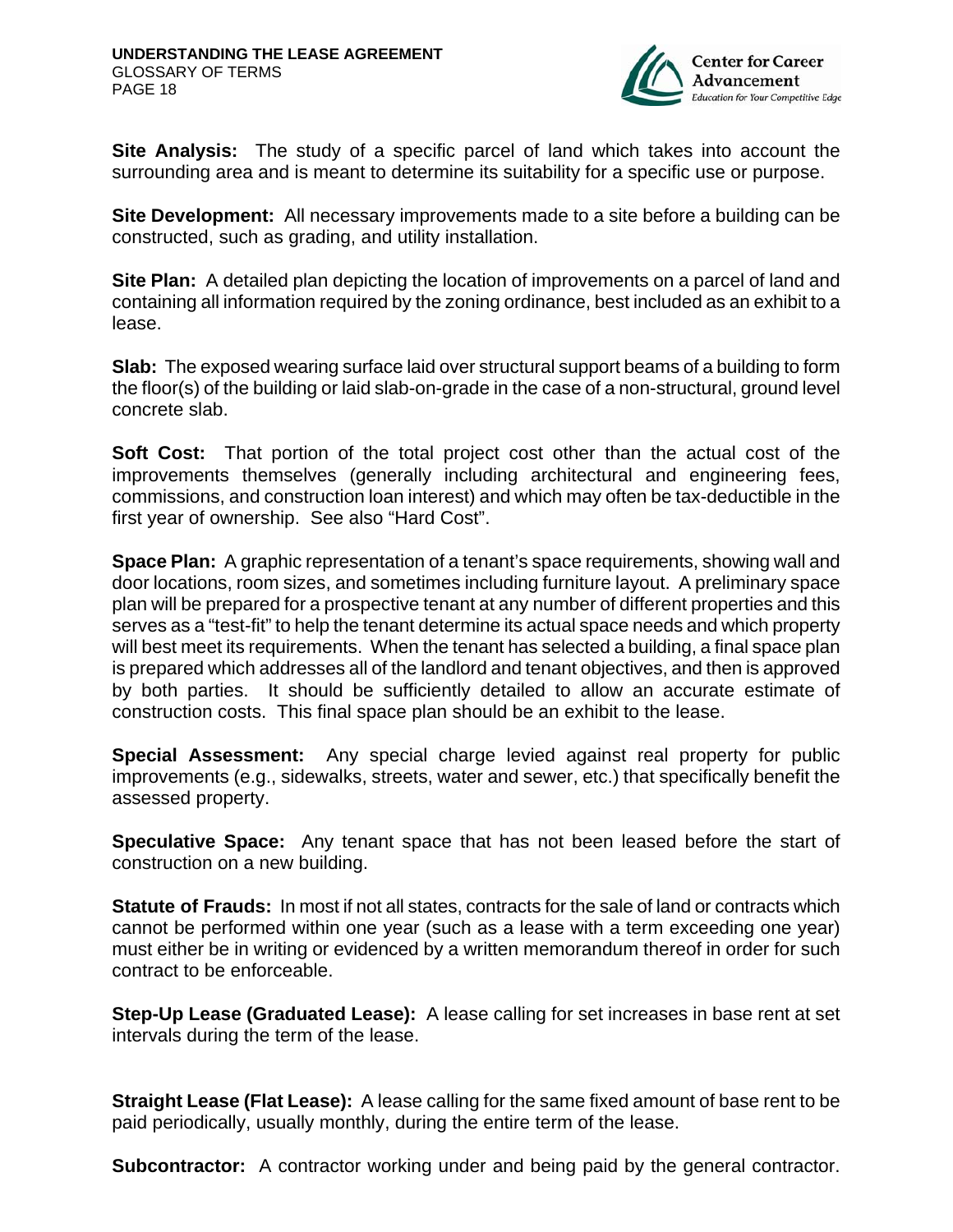**Site Analysis:** The study of a specific parcel of land which takes into account the surrounding area and is meant to determine its suitability for a specific use or purpose.

**Site Development:** All necessary improvements made to a site before a building can be constructed, such as grading, and utility installation.

**Site Plan:** A detailed plan depicting the location of improvements on a parcel of land and containing all information required by the zoning ordinance, best included as an exhibit to a lease.

**Slab:** The exposed wearing surface laid over structural support beams of a building to form the floor(s) of the building or laid slab-on-grade in the case of a non-structural, ground level concrete slab.

**Soft Cost:** That portion of the total project cost other than the actual cost of the improvements themselves (generally including architectural and engineering fees, commissions, and construction loan interest) and which may often be tax-deductible in the first year of ownership. See also "Hard Cost".

**Space Plan:** A graphic representation of a tenant's space requirements, showing wall and door locations, room sizes, and sometimes including furniture layout. A preliminary space plan will be prepared for a prospective tenant at any number of different properties and this serves as a "test-fit" to help the tenant determine its actual space needs and which property will best meet its requirements. When the tenant has selected a building, a final space plan is prepared which addresses all of the landlord and tenant objectives, and then is approved by both parties. It should be sufficiently detailed to allow an accurate estimate of construction costs. This final space plan should be an exhibit to the lease.

**Special Assessment:** Any special charge levied against real property for public improvements (e.g., sidewalks, streets, water and sewer, etc.) that specifically benefit the assessed property.

**Speculative Space:** Any tenant space that has not been leased before the start of construction on a new building.

**Statute of Frauds:** In most if not all states, contracts for the sale of land or contracts which cannot be performed within one year (such as a lease with a term exceeding one year) must either be in writing or evidenced by a written memorandum thereof in order for such contract to be enforceable.

**Step-Up Lease (Graduated Lease):** A lease calling for set increases in base rent at set intervals during the term of the lease.

**Straight Lease (Flat Lease):** A lease calling for the same fixed amount of base rent to be paid periodically, usually monthly, during the entire term of the lease.

**Subcontractor:** A contractor working under and being paid by the general contractor.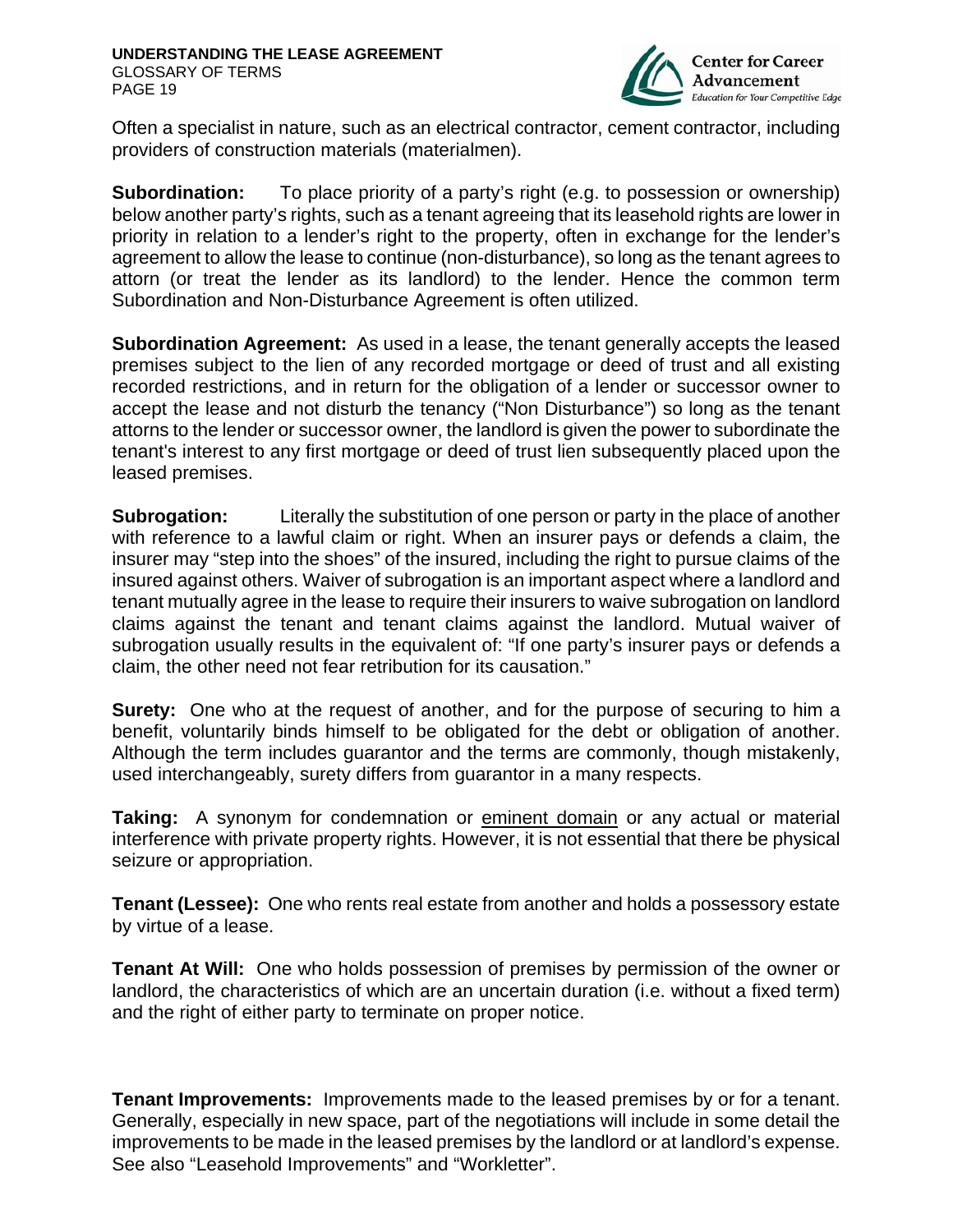Often a specialist in nature, such as an electrical contractor, cement contractor, including providers of construction materials (materialmen).

**Subordination:** To place priority of a party's right (e.g. to possession or ownership) below another party's rights, such as a tenant agreeing that its leasehold rights are lower in priority in relation to a lender's right to the property, often in exchange for the lender's agreement to allow the lease to continue (non-disturbance), so long as the tenant agrees to attorn (or treat the lender as its landlord) to the lender. Hence the common term Subordination and Non-Disturbance Agreement is often utilized.

**Subordination Agreement:** As used in a lease, the tenant generally accepts the leased premises subject to the lien of any recorded mortgage or deed of trust and all existing recorded restrictions, and in return for the obligation of a lender or successor owner to accept the lease and not disturb the tenancy ("Non Disturbance") so long as the tenant attorns to the lender or successor owner, the landlord is given the power to subordinate the tenant's interest to any first mortgage or deed of trust lien subsequently placed upon the leased premises.

**Subrogation:** Literally the substitution of one person or party in the place of another with reference to a lawful claim or right. When an insurer pays or defends a claim, the insurer may "step into the shoes" of the insured, including the right to pursue claims of the insured against others. Waiver of subrogation is an important aspect where a landlord and tenant mutually agree in the lease to require their insurers to waive subrogation on landlord claims against the tenant and tenant claims against the landlord. Mutual waiver of subrogation usually results in the equivalent of: "If one party's insurer pays or defends a claim, the other need not fear retribution for its causation."

**Surety:** One who at the request of another, and for the purpose of securing to him a benefit, voluntarily binds himself to be obligated for the debt or obligation of another. Although the term includes guarantor and the terms are commonly, though mistakenly, used interchangeably, surety differs from guarantor in a many respects.

**Taking:** A synonym for condemnation or eminent domain or any actual or material interference with private property rights. However, it is not essential that there be physical seizure or appropriation.

**Tenant (Lessee):** One who rents real estate from another and holds a possessory estate by virtue of a lease.

**Tenant At Will:** One who holds possession of premises by permission of the owner or landlord, the characteristics of which are an uncertain duration (i.e. without a fixed term) and the right of either party to terminate on proper notice.

**Tenant Improvements:** Improvements made to the leased premises by or for a tenant. Generally, especially in new space, part of the negotiations will include in some detail the improvements to be made in the leased premises by the landlord or at landlord's expense. See also "Leasehold Improvements" and "Workletter".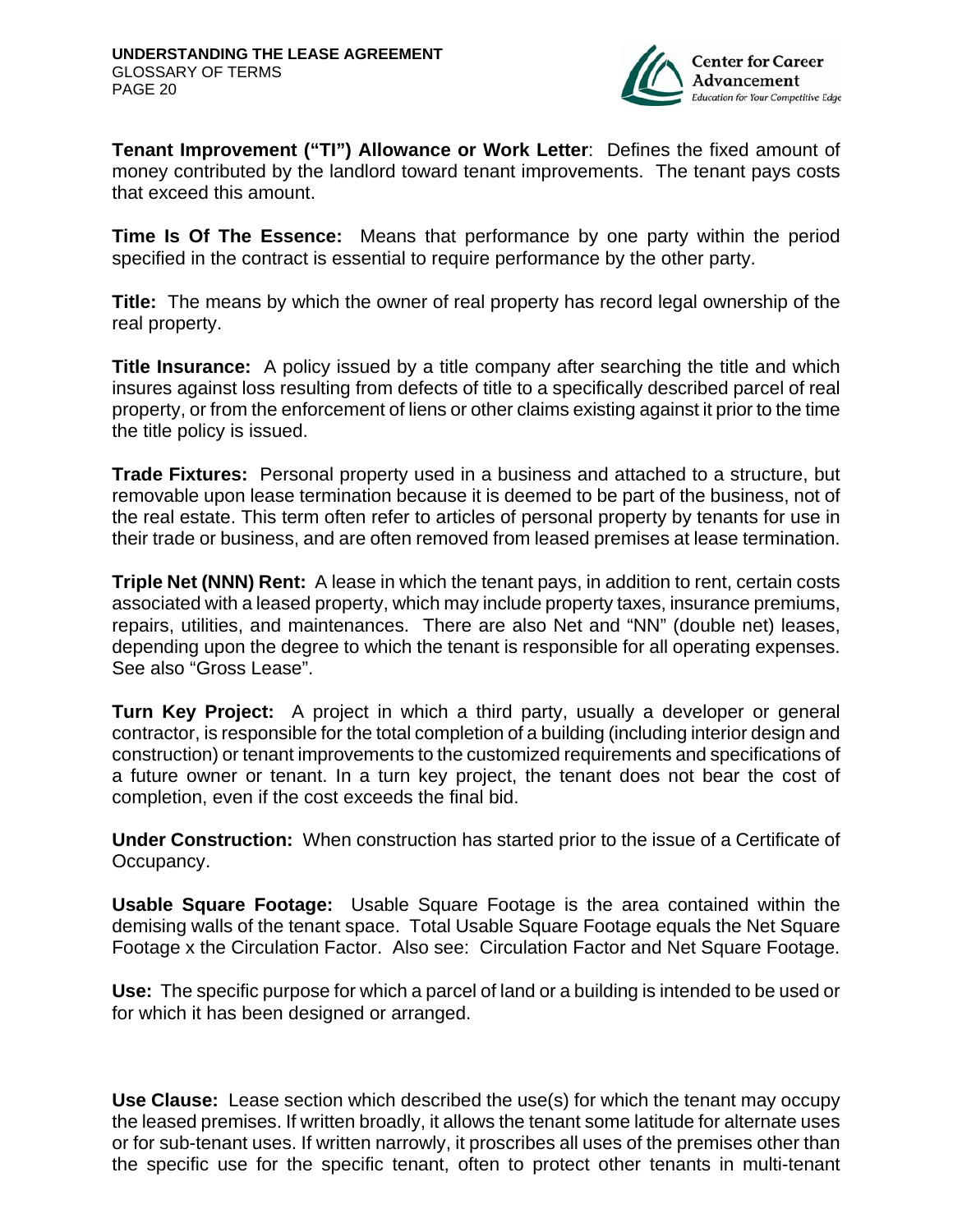**Tenant Improvement ("TI") Allowance or Work Letter**: Defines the fixed amount of money contributed by the landlord toward tenant improvements. The tenant pays costs that exceed this amount.

**Time Is Of The Essence:** Means that performance by one party within the period specified in the contract is essential to require performance by the other party.

**Title:** The means by which the owner of real property has record legal ownership of the real property.

**Title Insurance:** A policy issued by a title company after searching the title and which insures against loss resulting from defects of title to a specifically described parcel of real property, or from the enforcement of liens or other claims existing against it prior to the time the title policy is issued.

**Trade Fixtures:** Personal property used in a business and attached to a structure, but removable upon lease termination because it is deemed to be part of the business, not of the real estate. This term often refer to articles of personal property by tenants for use in their trade or business, and are often removed from leased premises at lease termination.

**Triple Net (NNN) Rent:** A lease in which the tenant pays, in addition to rent, certain costs associated with a leased property, which may include property taxes, insurance premiums, repairs, utilities, and maintenances. There are also Net and "NN" (double net) leases, depending upon the degree to which the tenant is responsible for all operating expenses. See also "Gross Lease".

**Turn Key Project:** A project in which a third party, usually a developer or general contractor, is responsible for the total completion of a building (including interior design and construction) or tenant improvements to the customized requirements and specifications of a future owner or tenant. In a turn key project, the tenant does not bear the cost of completion, even if the cost exceeds the final bid.

**Under Construction:** When construction has started prior to the issue of a Certificate of Occupancy.

**Usable Square Footage:** Usable Square Footage is the area contained within the demising walls of the tenant space. Total Usable Square Footage equals the Net Square Footage x the Circulation Factor. Also see: Circulation Factor and Net Square Footage.

**Use:** The specific purpose for which a parcel of land or a building is intended to be used or for which it has been designed or arranged.

**Use Clause:** Lease section which described the use(s) for which the tenant may occupy the leased premises. If written broadly, it allows the tenant some latitude for alternate uses or for sub-tenant uses. If written narrowly, it proscribes all uses of the premises other than the specific use for the specific tenant, often to protect other tenants in multi-tenant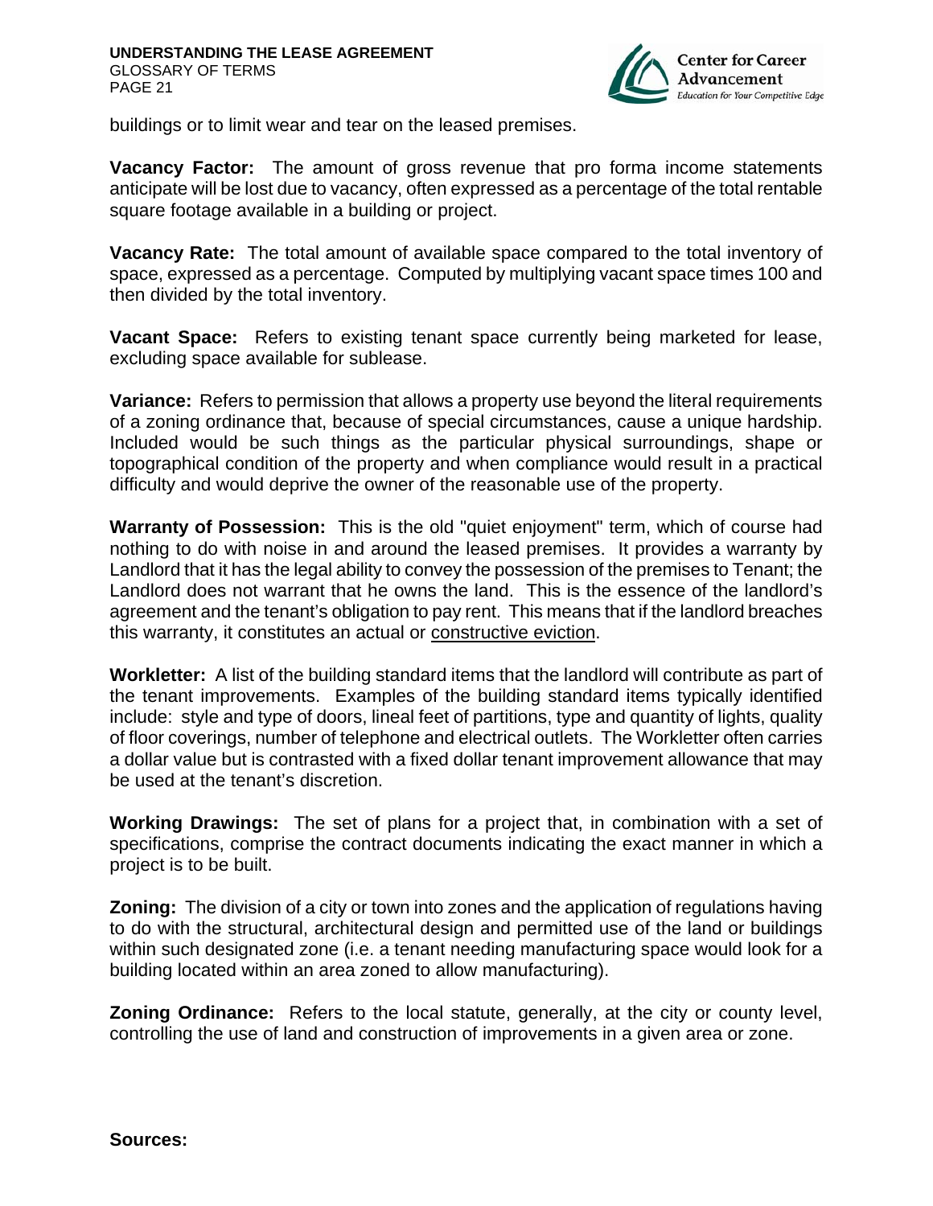buildings or to limit wear and tear on the leased premises.

**Vacancy Factor:** The amount of gross revenue that pro forma income statements anticipate will be lost due to vacancy, often expressed as a percentage of the total rentable square footage available in a building or project.

**Vacancy Rate:** The total amount of available space compared to the total inventory of space, expressed as a percentage. Computed by multiplying vacant space times 100 and then divided by the total inventory.

**Vacant Space:** Refers to existing tenant space currently being marketed for lease, excluding space available for sublease.

**Variance:** Refers to permission that allows a property use beyond the literal requirements of a zoning ordinance that, because of special circumstances, cause a unique hardship. Included would be such things as the particular physical surroundings, shape or topographical condition of the property and when compliance would result in a practical difficulty and would deprive the owner of the reasonable use of the property.

**Warranty of Possession:** This is the old "quiet enjoyment" term, which of course had nothing to do with noise in and around the leased premises. It provides a warranty by Landlord that it has the legal ability to convey the possession of the premises to Tenant; the Landlord does not warrant that he owns the land. This is the essence of the landlord's agreement and the tenant's obligation to pay rent. This means that if the landlord breaches this warranty, it constitutes an actual or constructive eviction.

**Workletter:** A list of the building standard items that the landlord will contribute as part of the tenant improvements. Examples of the building standard items typically identified include: style and type of doors, lineal feet of partitions, type and quantity of lights, quality of floor coverings, number of telephone and electrical outlets. The Workletter often carries a dollar value but is contrasted with a fixed dollar tenant improvement allowance that may be used at the tenant's discretion.

**Working Drawings:** The set of plans for a project that, in combination with a set of specifications, comprise the contract documents indicating the exact manner in which a project is to be built.

**Zoning:** The division of a city or town into zones and the application of regulations having to do with the structural, architectural design and permitted use of the land or buildings within such designated zone (i.e. a tenant needing manufacturing space would look for a building located within an area zoned to allow manufacturing).

**Zoning Ordinance:** Refers to the local statute, generally, at the city or county level, controlling the use of land and construction of improvements in a given area or zone.

**Sources:**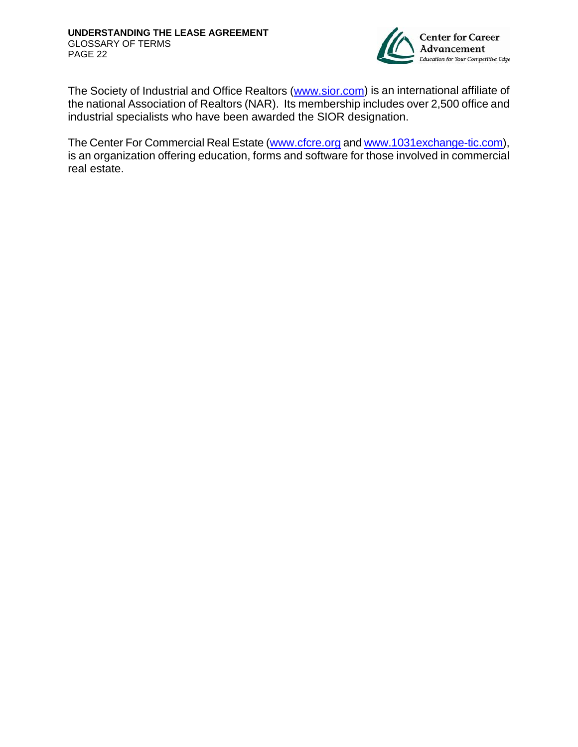The Society of Industrial and Office Realtors (www.sior.com) is an international affiliate of the national Association of Realtors (NAR). Its membership includes over 2,500 office and industrial specialists who have been awarded the SIOR designation.

The Center For Commercial Real Estate (www.cfcre.org and www.1031exchange-tic.com), is an organization offering education, forms and software for those involved in commercial real estate.